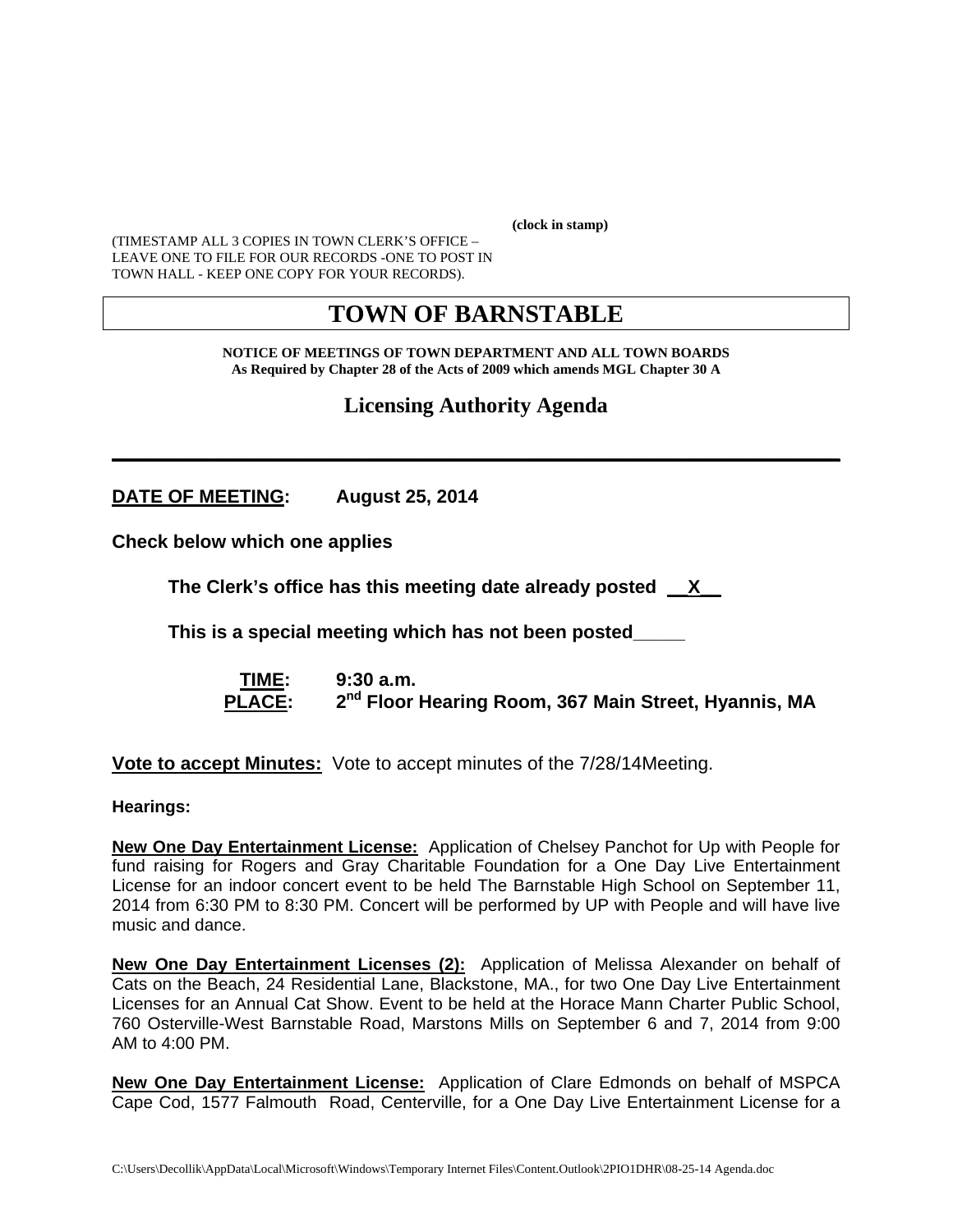**(clock in stamp)**

(TIMESTAMP ALL 3 COPIES IN TOWN CLERK'S OFFICE – LEAVE ONE TO FILE FOR OUR RECORDS -ONE TO POST IN TOWN HALL - KEEP ONE COPY FOR YOUR RECORDS).

# TOWN OF BARNSTABLE

**NOTICE OF MEETINGS OF TOWN DEPARTMENT AND ALL TOWN BOARDS**
**As Required by Chapter 28 of the Acts of 2009 which amends MGL Chapter 30 A**

## Licensing Authority Agenda

---

**DATE OF MEETING: August 25, 2014**

**Check below which one applies**

**The Clerk's office has this meeting date already posted \_\_X\_\_**

**This is a special meeting which has not been posted\_\_\_\_\_**

**TIME: 9:30 a.m.**
**PLACE: 2nd Floor Hearing Room, 367 Main Street, Hyannis, MA**

**Vote to accept Minutes:** Vote to accept minutes of the 7/28/14Meeting.

**Hearings:**

**New One Day Entertainment License:** Application of Chelsey Panchot for Up with People for fund raising for Rogers and Gray Charitable Foundation for a One Day Live Entertainment License for an indoor concert event to be held The Barnstable High School on September 11, 2014 from 6:30 PM to 8:30 PM. Concert will be performed by UP with People and will have live music and dance.

**New One Day Entertainment Licenses (2):** Application of Melissa Alexander on behalf of Cats on the Beach, 24 Residential Lane, Blackstone, MA., for two One Day Live Entertainment Licenses for an Annual Cat Show. Event to be held at the Horace Mann Charter Public School, 760 Osterville-West Barnstable Road, Marstons Mills on September 6 and 7, 2014 from 9:00 AM to 4:00 PM.

**New One Day Entertainment License:** Application of Clare Edmonds on behalf of MSPCA Cape Cod, 1577 Falmouth Road, Centerville, for a One Day Live Entertainment License for a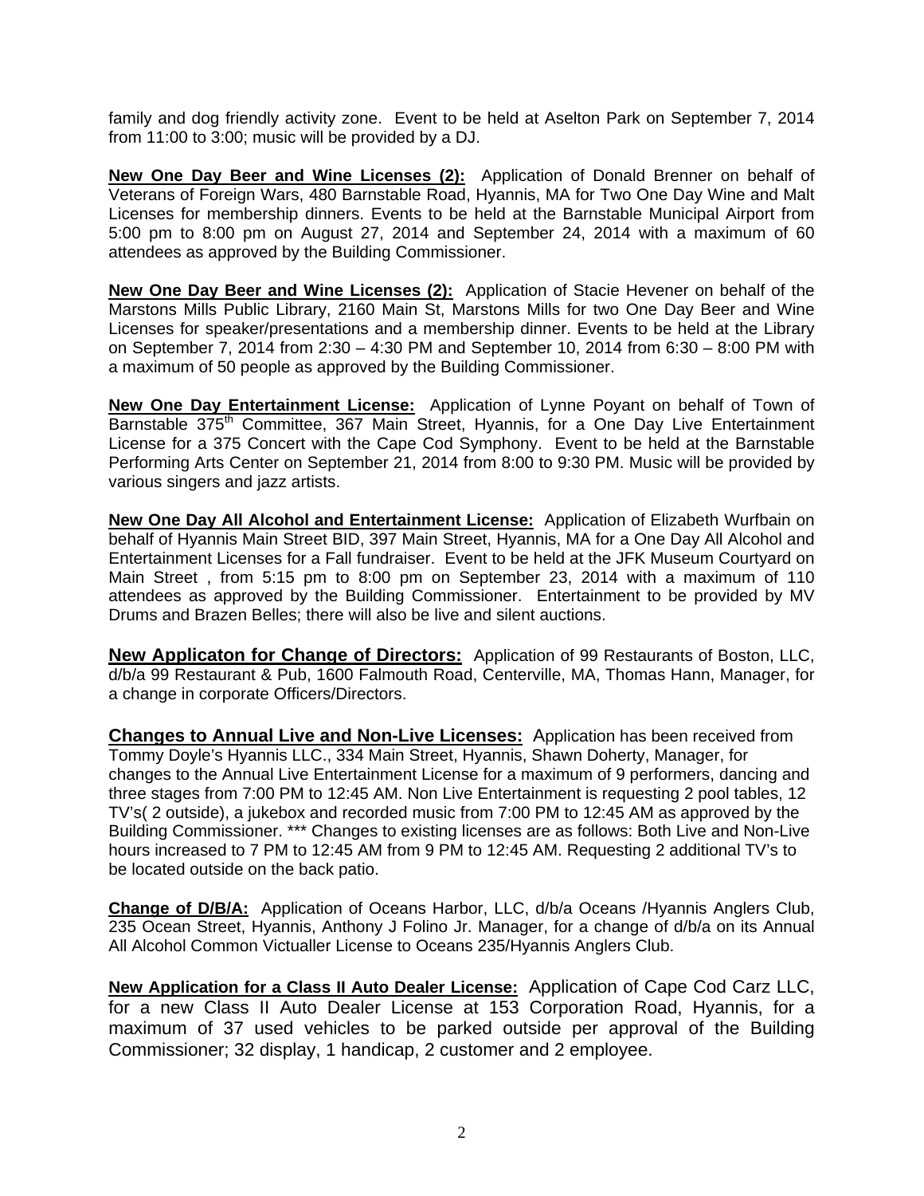family and dog friendly activity zone. Event to be held at Aselton Park on September 7, 2014 from 11:00 to 3:00; music will be provided by a DJ.

**New One Day Beer and Wine Licenses (2):** Application of Donald Brenner on behalf of Veterans of Foreign Wars, 480 Barnstable Road, Hyannis, MA for Two One Day Wine and Malt Licenses for membership dinners. Events to be held at the Barnstable Municipal Airport from 5:00 pm to 8:00 pm on August 27, 2014 and September 24, 2014 with a maximum of 60 attendees as approved by the Building Commissioner.

**New One Day Beer and Wine Licenses (2):** Application of Stacie Hevener on behalf of the Marstons Mills Public Library, 2160 Main St, Marstons Mills for two One Day Beer and Wine Licenses for speaker/presentations and a membership dinner. Events to be held at the Library on September 7, 2014 from 2:30 – 4:30 PM and September 10, 2014 from 6:30 – 8:00 PM with a maximum of 50 people as approved by the Building Commissioner.

**New One Day Entertainment License:** Application of Lynne Poyant on behalf of Town of Barnstable 375th Committee, 367 Main Street, Hyannis, for a One Day Live Entertainment License for a 375 Concert with the Cape Cod Symphony. Event to be held at the Barnstable Performing Arts Center on September 21, 2014 from 8:00 to 9:30 PM. Music will be provided by various singers and jazz artists.

**New One Day All Alcohol and Entertainment License:** Application of Elizabeth Wurfbain on behalf of Hyannis Main Street BID, 397 Main Street, Hyannis, MA for a One Day All Alcohol and Entertainment Licenses for a Fall fundraiser. Event to be held at the JFK Museum Courtyard on Main Street , from 5:15 pm to 8:00 pm on September 23, 2014 with a maximum of 110 attendees as approved by the Building Commissioner. Entertainment to be provided by MV Drums and Brazen Belles; there will also be live and silent auctions.

**New Applicaton for Change of Directors:** Application of 99 Restaurants of Boston, LLC, d/b/a 99 Restaurant & Pub, 1600 Falmouth Road, Centerville, MA, Thomas Hann, Manager, for a change in corporate Officers/Directors.

**Changes to Annual Live and Non-Live Licenses:** Application has been received from Tommy Doyle's Hyannis LLC., 334 Main Street, Hyannis, Shawn Doherty, Manager, for changes to the Annual Live Entertainment License for a maximum of 9 performers, dancing and three stages from 7:00 PM to 12:45 AM. Non Live Entertainment is requesting 2 pool tables, 12 TV's( 2 outside), a jukebox and recorded music from 7:00 PM to 12:45 AM as approved by the Building Commissioner. *** Changes to existing licenses are as follows: Both Live and Non-Live hours increased to 7 PM to 12:45 AM from 9 PM to 12:45 AM. Requesting 2 additional TV's to be located outside on the back patio.

**Change of D/B/A:** Application of Oceans Harbor, LLC, d/b/a Oceans /Hyannis Anglers Club, 235 Ocean Street, Hyannis, Anthony J Folino Jr. Manager, for a change of d/b/a on its Annual All Alcohol Common Victualler License to Oceans 235/Hyannis Anglers Club.

**New Application for a Class II Auto Dealer License:** Application of Cape Cod Carz LLC, for a new Class II Auto Dealer License at 153 Corporation Road, Hyannis, for a maximum of 37 used vehicles to be parked outside per approval of the Building Commissioner; 32 display, 1 handicap, 2 customer and 2 employee.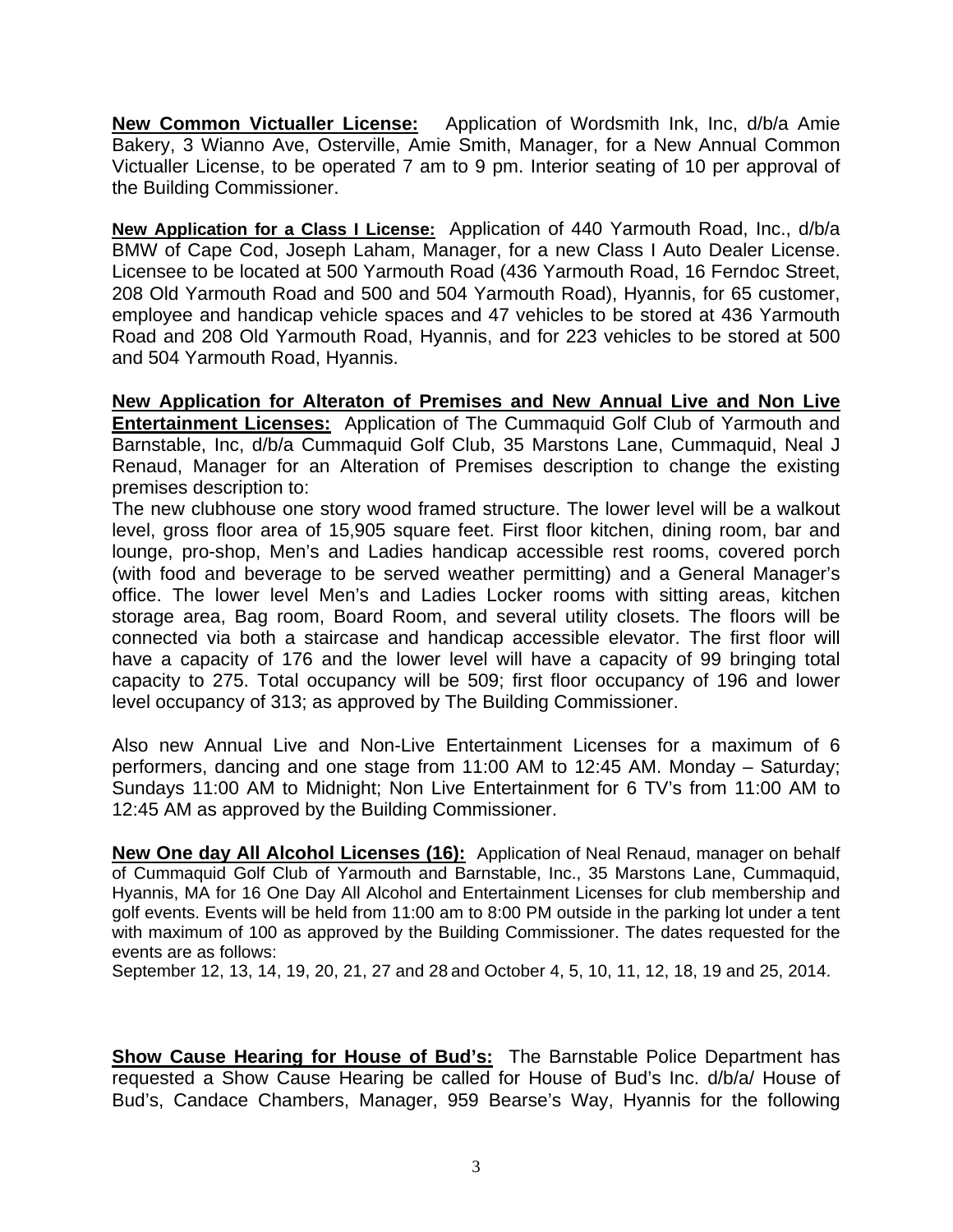**New Common Victualler License:** Application of Wordsmith Ink, Inc, d/b/a Amie Bakery, 3 Wianno Ave, Osterville, Amie Smith, Manager, for a New Annual Common Victualler License, to be operated 7 am to 9 pm. Interior seating of 10 per approval of the Building Commissioner.

**New Application for a Class I License:** Application of 440 Yarmouth Road, Inc., d/b/a BMW of Cape Cod, Joseph Laham, Manager, for a new Class I Auto Dealer License. Licensee to be located at 500 Yarmouth Road (436 Yarmouth Road, 16 Ferndoc Street, 208 Old Yarmouth Road and 500 and 504 Yarmouth Road), Hyannis, for 65 customer, employee and handicap vehicle spaces and 47 vehicles to be stored at 436 Yarmouth Road and 208 Old Yarmouth Road, Hyannis, and for 223 vehicles to be stored at 500 and 504 Yarmouth Road, Hyannis.

**New Application for Alteraton of Premises and New Annual Live and Non Live Entertainment Licenses:** Application of The Cummaquid Golf Club of Yarmouth and Barnstable, Inc, d/b/a Cummaquid Golf Club, 35 Marstons Lane, Cummaquid, Neal J Renaud, Manager for an Alteration of Premises description to change the existing premises description to:
The new clubhouse one story wood framed structure. The lower level will be a walkout level, gross floor area of 15,905 square feet. First floor kitchen, dining room, bar and lounge, pro-shop, Men's and Ladies handicap accessible rest rooms, covered porch (with food and beverage to be served weather permitting) and a General Manager's office. The lower level Men's and Ladies Locker rooms with sitting areas, kitchen storage area, Bag room, Board Room, and several utility closets. The floors will be connected via both a staircase and handicap accessible elevator. The first floor will have a capacity of 176 and the lower level will have a capacity of 99 bringing total capacity to 275. Total occupancy will be 509; first floor occupancy of 196 and lower level occupancy of 313; as approved by The Building Commissioner.

Also new Annual Live and Non-Live Entertainment Licenses for a maximum of 6 performers, dancing and one stage from 11:00 AM to 12:45 AM. Monday – Saturday; Sundays 11:00 AM to Midnight; Non Live Entertainment for 6 TV's from 11:00 AM to 12:45 AM as approved by the Building Commissioner.

**New One day All Alcohol Licenses (16):** Application of Neal Renaud, manager on behalf of Cummaquid Golf Club of Yarmouth and Barnstable, Inc., 35 Marstons Lane, Cummaquid, Hyannis, MA for 16 One Day All Alcohol and Entertainment Licenses for club membership and golf events. Events will be held from 11:00 am to 8:00 PM outside in the parking lot under a tent with maximum of 100 as approved by the Building Commissioner. The dates requested for the events are as follows:
September 12, 13, 14, 19, 20, 21, 27 and 28 and October 4, 5, 10, 11, 12, 18, 19 and 25, 2014.

**Show Cause Hearing for House of Bud's:** The Barnstable Police Department has requested a Show Cause Hearing be called for House of Bud's Inc. d/b/a/ House of Bud's, Candace Chambers, Manager, 959 Bearse's Way, Hyannis for the following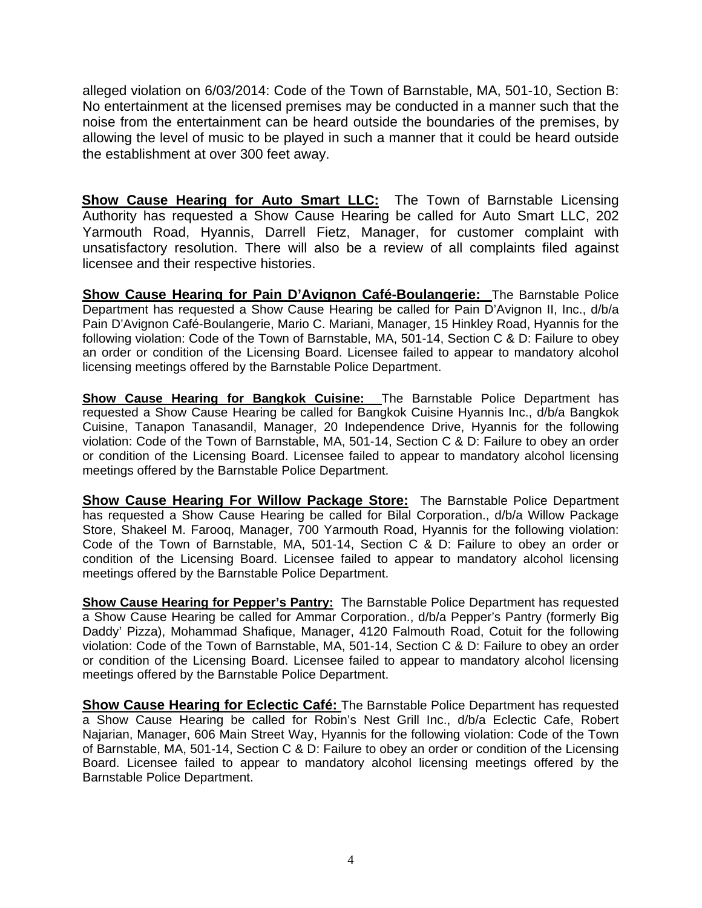alleged violation on 6/03/2014: Code of the Town of Barnstable, MA, 501-10, Section B: No entertainment at the licensed premises may be conducted in a manner such that the noise from the entertainment can be heard outside the boundaries of the premises, by allowing the level of music to be played in such a manner that it could be heard outside the establishment at over 300 feet away.

**Show Cause Hearing for Auto Smart LLC:** The Town of Barnstable Licensing Authority has requested a Show Cause Hearing be called for Auto Smart LLC, 202 Yarmouth Road, Hyannis, Darrell Fietz, Manager, for customer complaint with unsatisfactory resolution. There will also be a review of all complaints filed against licensee and their respective histories.

**Show Cause Hearing for Pain D'Avignon Café-Boulangerie:** The Barnstable Police Department has requested a Show Cause Hearing be called for Pain D'Avignon II, Inc., d/b/a Pain D'Avignon Café-Boulangerie, Mario C. Mariani, Manager, 15 Hinkley Road, Hyannis for the following violation: Code of the Town of Barnstable, MA, 501-14, Section C & D: Failure to obey an order or condition of the Licensing Board. Licensee failed to appear to mandatory alcohol licensing meetings offered by the Barnstable Police Department.

**Show Cause Hearing for Bangkok Cuisine:** The Barnstable Police Department has requested a Show Cause Hearing be called for Bangkok Cuisine Hyannis Inc., d/b/a Bangkok Cuisine, Tanapon Tanasandil, Manager, 20 Independence Drive, Hyannis for the following violation: Code of the Town of Barnstable, MA, 501-14, Section C & D: Failure to obey an order or condition of the Licensing Board. Licensee failed to appear to mandatory alcohol licensing meetings offered by the Barnstable Police Department.

**Show Cause Hearing For Willow Package Store:** The Barnstable Police Department has requested a Show Cause Hearing be called for Bilal Corporation., d/b/a Willow Package Store, Shakeel M. Farooq, Manager, 700 Yarmouth Road, Hyannis for the following violation: Code of the Town of Barnstable, MA, 501-14, Section C & D: Failure to obey an order or condition of the Licensing Board. Licensee failed to appear to mandatory alcohol licensing meetings offered by the Barnstable Police Department.

**Show Cause Hearing for Pepper's Pantry:** The Barnstable Police Department has requested a Show Cause Hearing be called for Ammar Corporation., d/b/a Pepper's Pantry (formerly Big Daddy' Pizza), Mohammad Shafique, Manager, 4120 Falmouth Road, Cotuit for the following violation: Code of the Town of Barnstable, MA, 501-14, Section C & D: Failure to obey an order or condition of the Licensing Board. Licensee failed to appear to mandatory alcohol licensing meetings offered by the Barnstable Police Department.

**Show Cause Hearing for Eclectic Café:** The Barnstable Police Department has requested a Show Cause Hearing be called for Robin's Nest Grill Inc., d/b/a Eclectic Cafe, Robert Najarian, Manager, 606 Main Street Way, Hyannis for the following violation: Code of the Town of Barnstable, MA, 501-14, Section C & D: Failure to obey an order or condition of the Licensing Board. Licensee failed to appear to mandatory alcohol licensing meetings offered by the Barnstable Police Department.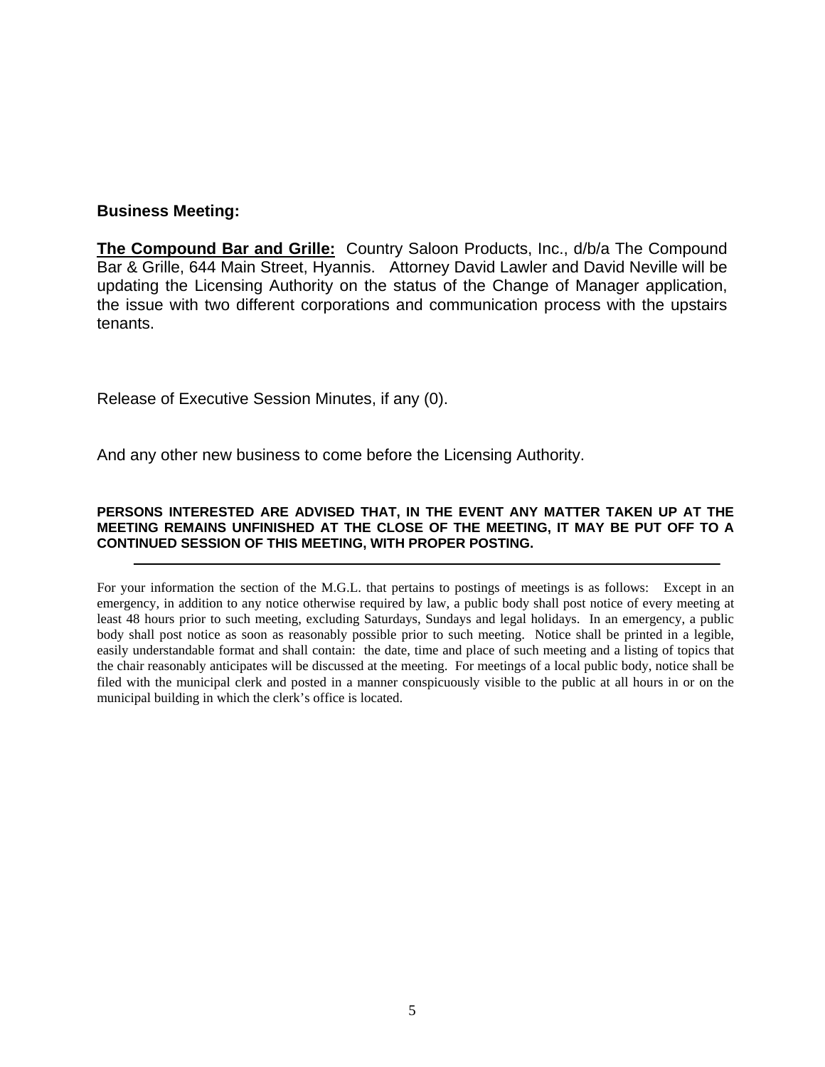**Business Meeting:**

**The Compound Bar and Grille:** Country Saloon Products, Inc., d/b/a The Compound Bar & Grille, 644 Main Street, Hyannis. Attorney David Lawler and David Neville will be updating the Licensing Authority on the status of the Change of Manager application, the issue with two different corporations and communication process with the upstairs tenants.

Release of Executive Session Minutes, if any (0).

And any other new business to come before the Licensing Authority.

**PERSONS INTERESTED ARE ADVISED THAT, IN THE EVENT ANY MATTER TAKEN UP AT THE MEETING REMAINS UNFINISHED AT THE CLOSE OF THE MEETING, IT MAY BE PUT OFF TO A CONTINUED SESSION OF THIS MEETING, WITH PROPER POSTING.**

---

For your information the section of the M.G.L. that pertains to postings of meetings is as follows: Except in an emergency, in addition to any notice otherwise required by law, a public body shall post notice of every meeting at least 48 hours prior to such meeting, excluding Saturdays, Sundays and legal holidays. In an emergency, a public body shall post notice as soon as reasonably possible prior to such meeting. Notice shall be printed in a legible, easily understandable format and shall contain: the date, time and place of such meeting and a listing of topics that the chair reasonably anticipates will be discussed at the meeting. For meetings of a local public body, notice shall be filed with the municipal clerk and posted in a manner conspicuously visible to the public at all hours in or on the municipal building in which the clerk's office is located.